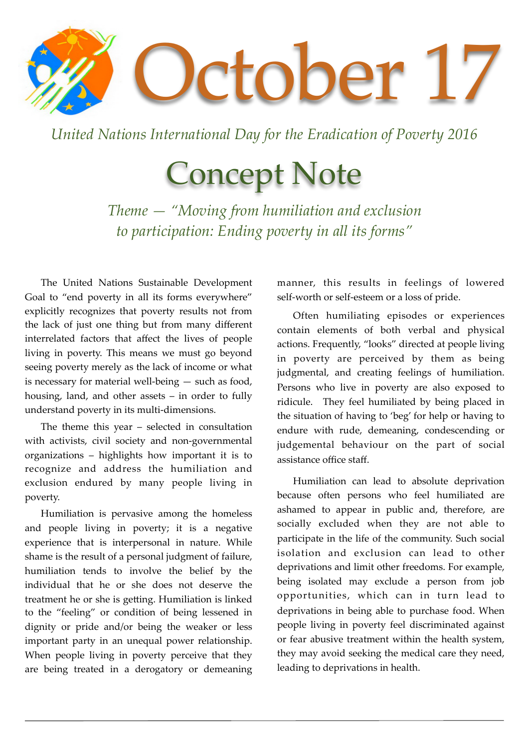# October 17

*United Nations International Day for the Eradication of Poverty 2016*

# Concept Note

*Theme — "Moving from humiliation and exclusion to participation: Ending poverty in all its forms"*

The United Nations Sustainable Development Goal to "end poverty in all its forms everywhere" explicitly recognizes that poverty results not from the lack of just one thing but from many different interrelated factors that affect the lives of people living in poverty. This means we must go beyond seeing poverty merely as the lack of income or what is necessary for material well-being — such as food, housing, land, and other assets – in order to fully understand poverty in its multi-dimensions.

The theme this year – selected in consultation with activists, civil society and non-governmental organizations – highlights how important it is to recognize and address the humiliation and exclusion endured by many people living in poverty.

Humiliation is pervasive among the homeless and people living in poverty; it is a negative experience that is interpersonal in nature. While shame is the result of a personal judgment of failure, humiliation tends to involve the belief by the individual that he or she does not deserve the treatment he or she is getting. Humiliation is linked to the "feeling" or condition of being lessened in dignity or pride and/or being the weaker or less important party in an unequal power relationship. When people living in poverty perceive that they are being treated in a derogatory or demeaning manner, this results in feelings of lowered self-worth or self-esteem or a loss of pride.

Often humiliating episodes or experiences contain elements of both verbal and physical actions. Frequently, "looks" directed at people living in poverty are perceived by them as being judgmental, and creating feelings of humiliation. Persons who live in poverty are also exposed to ridicule. They feel humiliated by being placed in the situation of having to 'beg' for help or having to endure with rude, demeaning, condescending or judgemental behaviour on the part of social assistance office staff.

Humiliation can lead to absolute deprivation because often persons who feel humiliated are ashamed to appear in public and, therefore, are socially excluded when they are not able to participate in the life of the community. Such social isolation and exclusion can lead to other deprivations and limit other freedoms. For example, being isolated may exclude a person from job opportunities, which can in turn lead to deprivations in being able to purchase food. When people living in poverty feel discriminated against or fear abusive treatment within the health system, they may avoid seeking the medical care they need, leading to deprivations in health.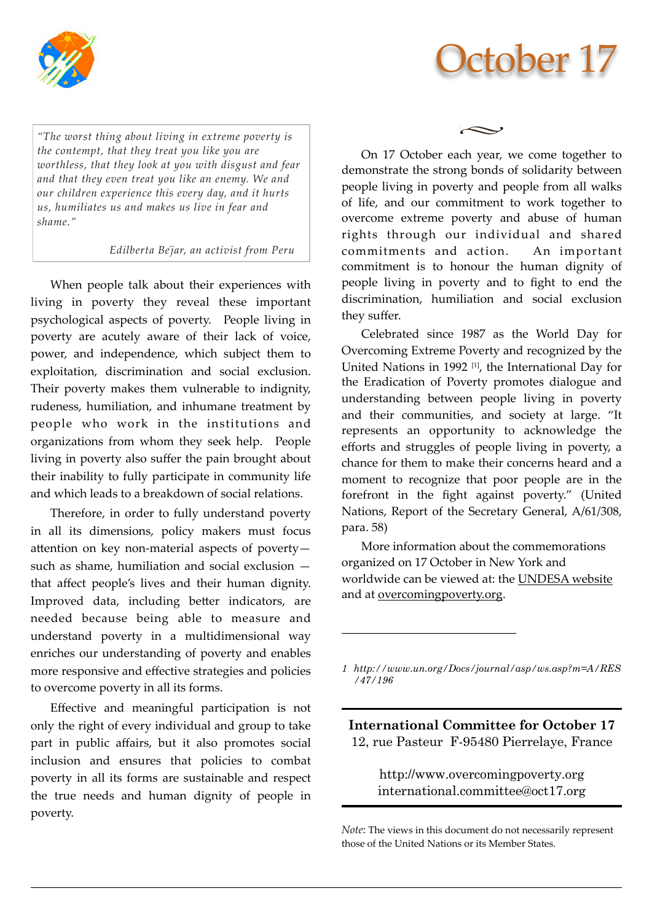# October 17

> *"The worst thing about living in extreme poverty is the contempt, that they treat you like you are worthless, that they look at you with disgust and fear and that they even treat you like an enemy. We and our children experience this every day, and it hurts us, humiliates us and makes us live in fear and shame."*
>
> *Edilberta Béjar, an activist from Peru*

When people talk about their experiences with living in poverty they reveal these important psychological aspects of poverty. People living in poverty are acutely aware of their lack of voice, power, and independence, which subject them to exploitation, discrimination and social exclusion. Their poverty makes them vulnerable to indignity, rudeness, humiliation, and inhumane treatment by people who work in the institutions and organizations from whom they seek help. People living in poverty also suffer the pain brought about their inability to fully participate in community life and which leads to a breakdown of social relations.

Therefore, in order to fully understand poverty in all its dimensions, policy makers must focus attention on key non-material aspects of poverty—such as shame, humiliation and social exclusion — that affect people's lives and their human dignity. Improved data, including better indicators, are needed because being able to measure and understand poverty in a multidimensional way enriches our understanding of poverty and enables more responsive and effective strategies and policies to overcome poverty in all its forms.

Effective and meaningful participation is not only the right of every individual and group to take part in public affairs, but it also promotes social inclusion and ensures that policies to combat poverty in all its forms are sustainable and respect the true needs and human dignity of people in poverty.

On 17 October each year, we come together to demonstrate the strong bonds of solidarity between people living in poverty and people from all walks of life, and our commitment to work together to overcome extreme poverty and abuse of human rights through our individual and shared commitments and action. An important commitment is to honour the human dignity of people living in poverty and to fight to end the discrimination, humiliation and social exclusion they suffer.

Celebrated since 1987 as the World Day for Overcoming Extreme Poverty and recognized by the United Nations in 1992 [1], the International Day for the Eradication of Poverty promotes dialogue and understanding between people living in poverty and their communities, and society at large. "It represents an opportunity to acknowledge the efforts and struggles of people living in poverty, a chance for them to make their concerns heard and a moment to recognize that poor people are in the forefront in the fight against poverty." (United Nations, Report of the Secretary General, A/61/308, para. 58)

More information about the commemorations organized on 17 October in New York and worldwide can be viewed at: the UNDESA website and at overcomingpoverty.org.

---

1 *http://www.un.org/Docs/journal/asp/ws.asp?m=A/RES/47/196*

---

**International Committee for October 17**
12, rue Pasteur F-95480 Pierrelaye, France

http://www.overcomingpoverty.org
international.committee@oct17.org

---

*Note*: The views in this document do not necessarily represent those of the United Nations or its Member States.